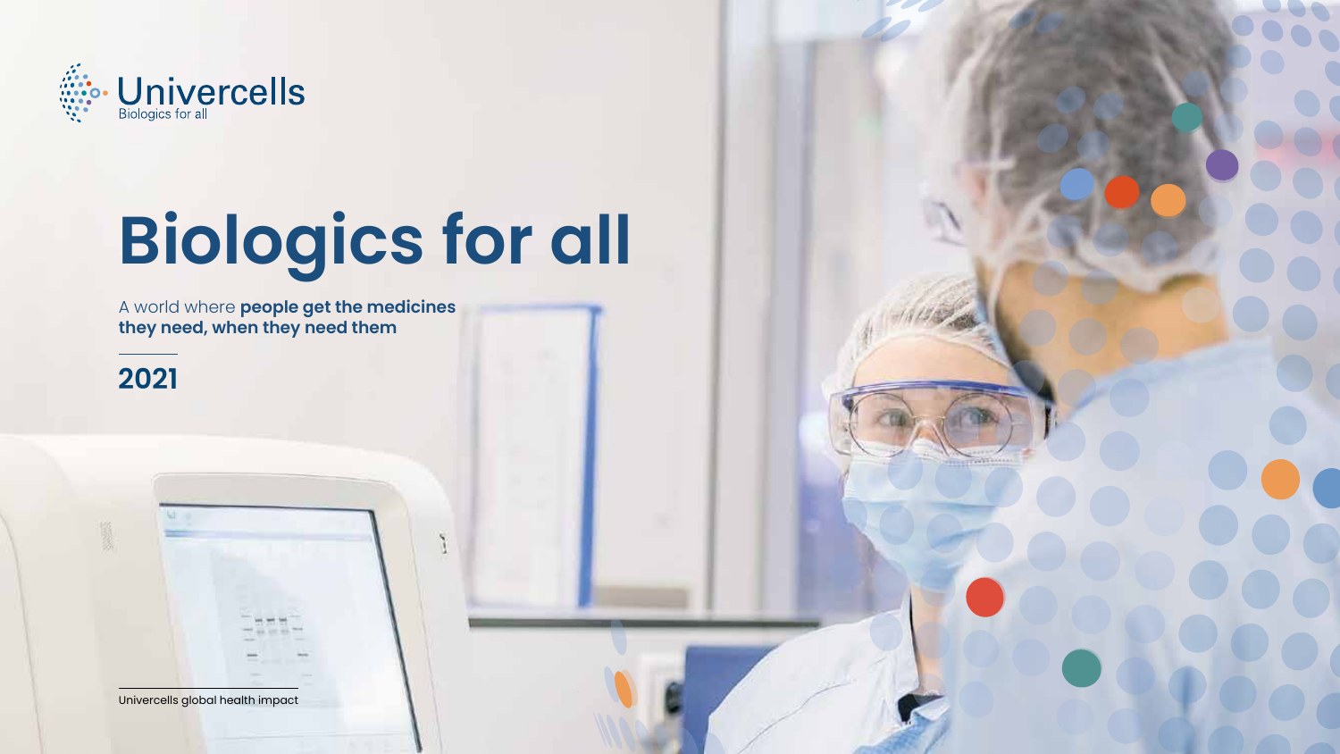Univercells
Biologics for all

# Biologics for all

A world where **people get the medicines they need, when they need them**

## 2021

Univercells global health impact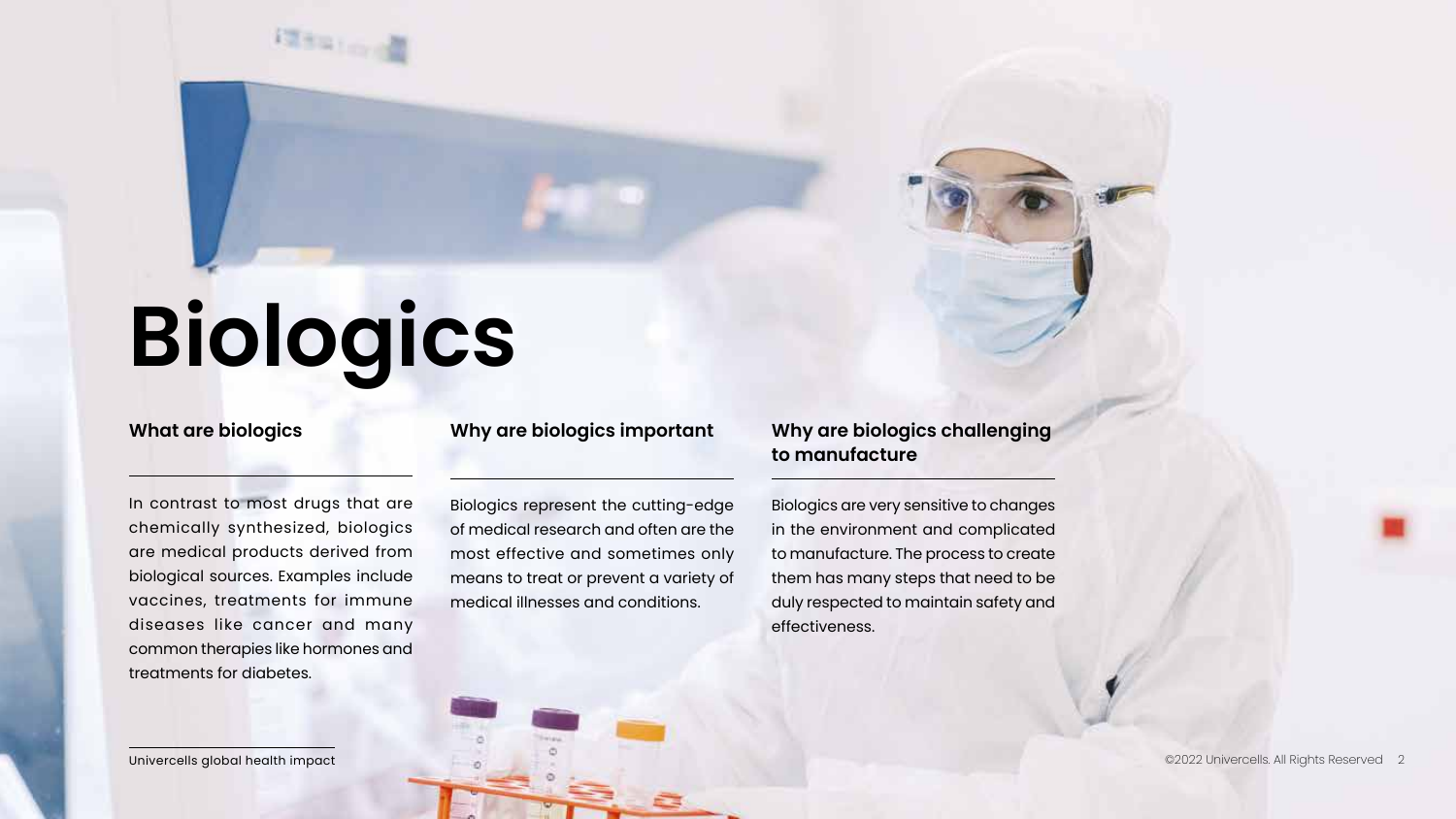# Biologics

### What are biologics

In contrast to most drugs that are chemically synthesized, biologics are medical products derived from biological sources. Examples include vaccines, treatments for immune diseases like cancer and many common therapies like hormones and treatments for diabetes.

### Why are biologics important

Biologics represent the cutting-edge of medical research and often are the most effective and sometimes only means to treat or prevent a variety of medical illnesses and conditions.

### Why are biologics challenging to manufacture

Biologics are very sensitive to changes in the environment and complicated to manufacture. The process to create them has many steps that need to be duly respected to maintain safety and effectiveness.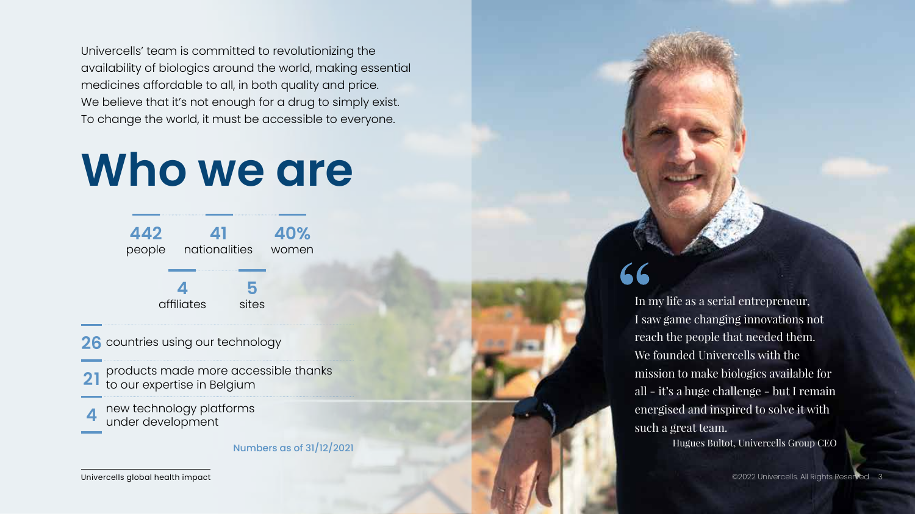Univercells' team is committed to revolutionizing the availability of biologics around the world, making essential medicines affordable to all, in both quality and price. We believe that it's not enough for a drug to simply exist. To change the world, it must be accessible to everyone.

# Who we are

**442** people

**41** nationalities

**40%** women

**4** affiliates

**5** sites

**26** countries using our technology

**21** products made more accessible thanks to our expertise in Belgium

**4** new technology platforms under development

Numbers as of 31/12/2021

> In my life as a serial entrepreneur, I saw game changing innovations not reach the people that needed them. We founded Univercells with the mission to make biologics available for all - it's a huge challenge - but I remain energised and inspired to solve it with such a great team.
>
> Hugues Bultot, Univercells Group CEO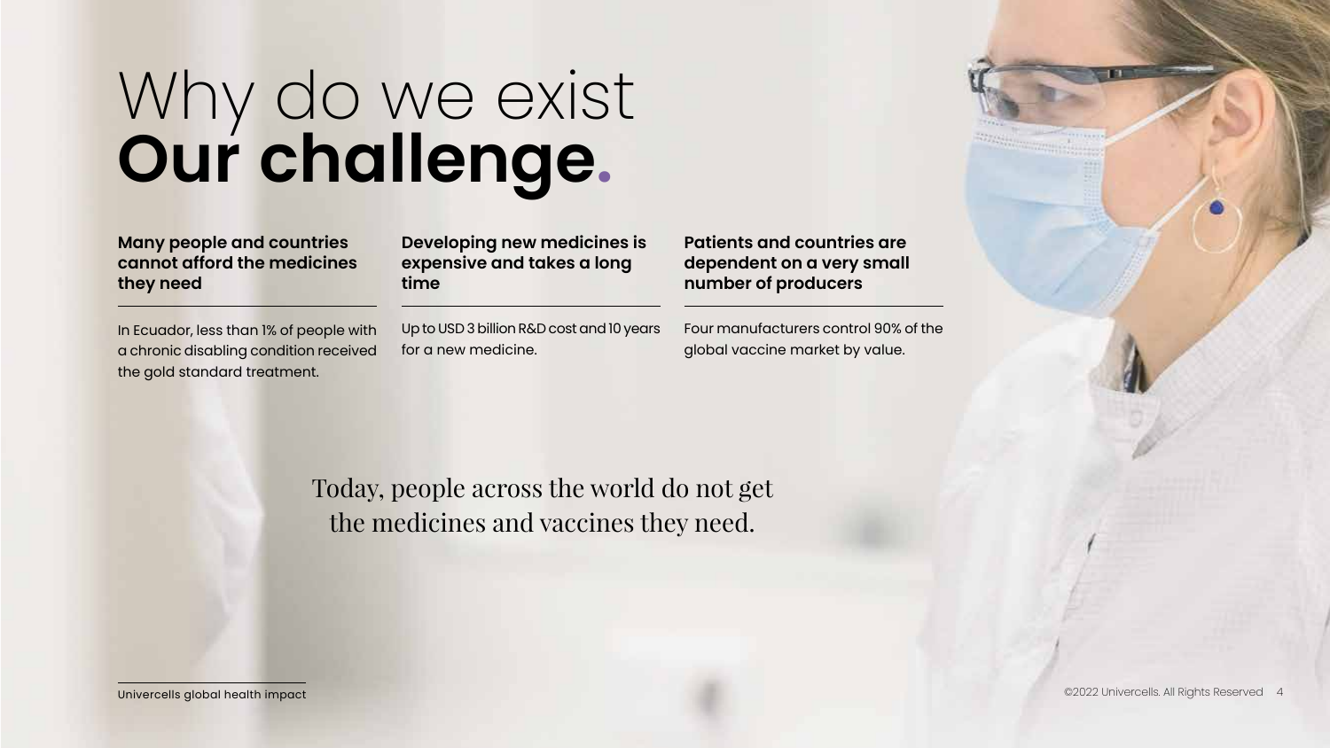# Why do we exist
# **Our challenge.**

### Many people and countries cannot afford the medicines they need

In Ecuador, less than 1% of people with a chronic disabling condition received the gold standard treatment.

### Developing new medicines is expensive and takes a long time

Up to USD 3 billion R&D cost and 10 years for a new medicine.

### Patients and countries are dependent on a very small number of producers

Four manufacturers control 90% of the global vaccine market by value.

Today, people across the world do not get the medicines and vaccines they need.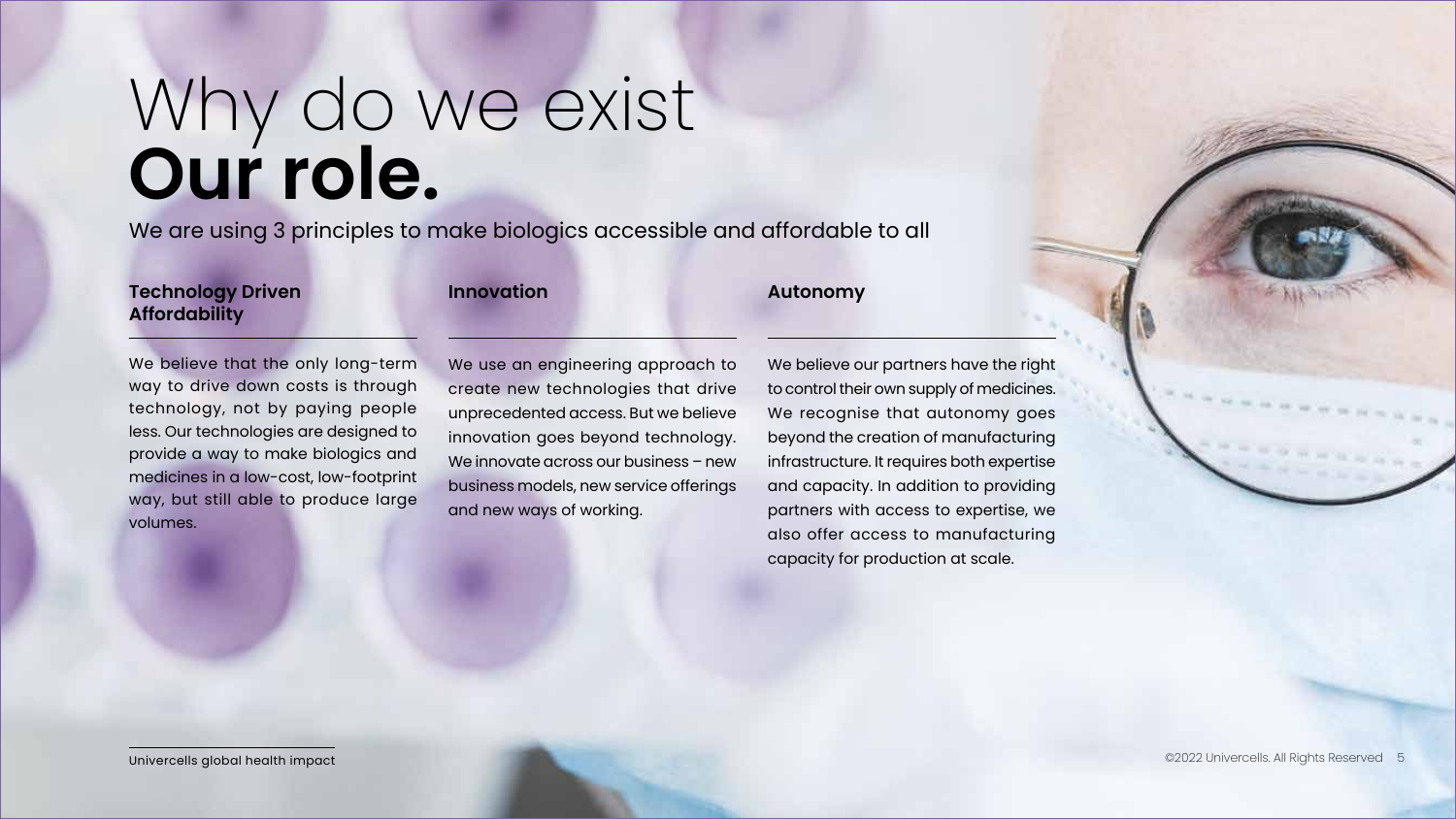# Why do we exist
# **Our role.**

We are using 3 principles to make biologics accessible and affordable to all

### Technology Driven Affordability

We believe that the only long-term way to drive down costs is through technology, not by paying people less. Our technologies are designed to provide a way to make biologics and medicines in a low-cost, low-footprint way, but still able to produce large volumes.

### Innovation

We use an engineering approach to create new technologies that drive unprecedented access. But we believe innovation goes beyond technology. We innovate across our business – new business models, new service offerings and new ways of working.

### Autonomy

We believe our partners have the right to control their own supply of medicines. We recognise that autonomy goes beyond the creation of manufacturing infrastructure. It requires both expertise and capacity. In addition to providing partners with access to expertise, we also offer access to manufacturing capacity for production at scale.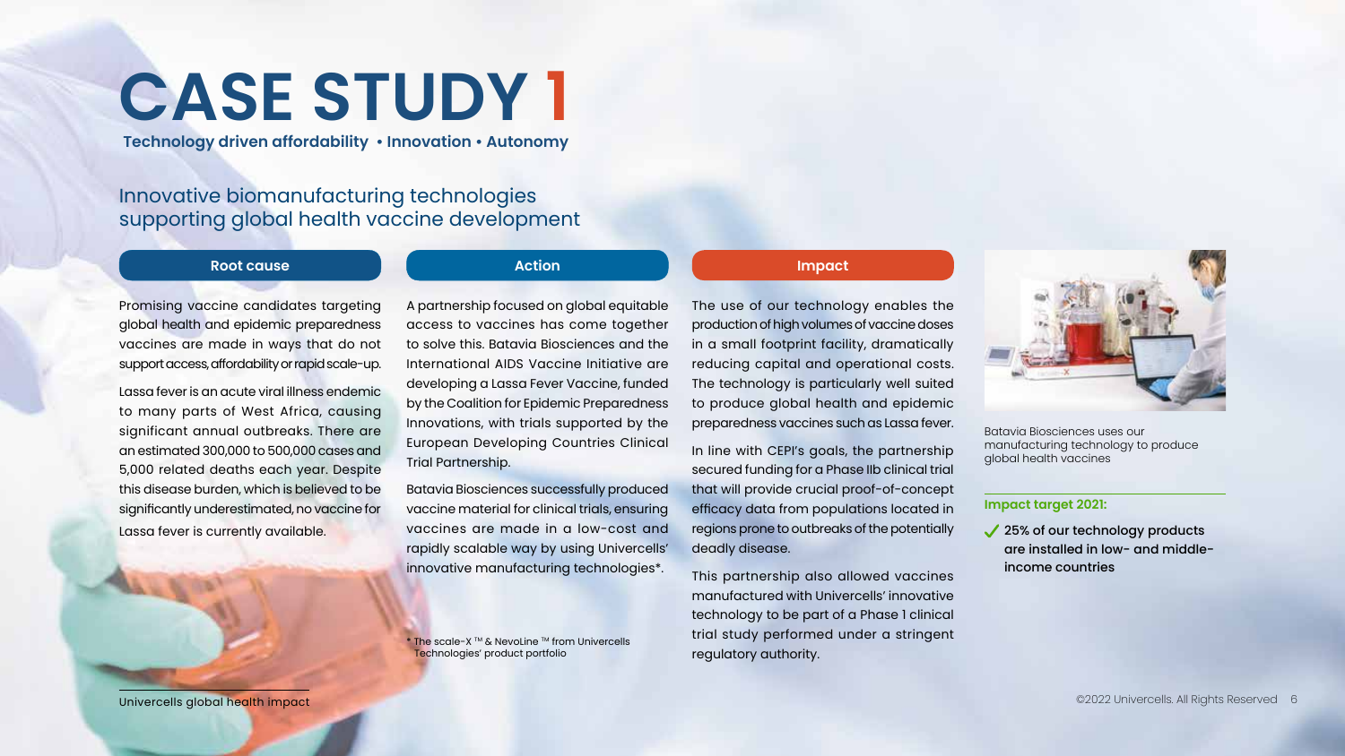# CASE STUDY 1

**Technology driven affordability • Innovation • Autonomy**

## Innovative biomanufacturing technologies supporting global health vaccine development

### Root cause

Promising vaccine candidates targeting global health and epidemic preparedness vaccines are made in ways that do not support access, affordability or rapid scale-up.

Lassa fever is an acute viral illness endemic to many parts of West Africa, causing significant annual outbreaks. There are an estimated 300,000 to 500,000 cases and 5,000 related deaths each year. Despite this disease burden, which is believed to be significantly underestimated, no vaccine for Lassa fever is currently available.

### Action

A partnership focused on global equitable access to vaccines has come together to solve this. Batavia Biosciences and the International AIDS Vaccine Initiative are developing a Lassa Fever Vaccine, funded by the Coalition for Epidemic Preparedness Innovations, with trials supported by the European Developing Countries Clinical Trial Partnership.

Batavia Biosciences successfully produced vaccine material for clinical trials, ensuring vaccines are made in a low-cost and rapidly scalable way by using Univercells' innovative manufacturing technologies*.

* The scale-X ™ & NevoLine ™ from Univercells Technologies' product portfolio

### Impact

The use of our technology enables the production of high volumes of vaccine doses in a small footprint facility, dramatically reducing capital and operational costs. The technology is particularly well suited to produce global health and epidemic preparedness vaccines such as Lassa fever.

In line with CEPI's goals, the partnership secured funding for a Phase IIb clinical trial that will provide crucial proof-of-concept efficacy data from populations located in regions prone to outbreaks of the potentially deadly disease.

This partnership also allowed vaccines manufactured with Univercells' innovative technology to be part of a Phase 1 clinical trial study performed under a stringent regulatory authority.

Batavia Biosciences uses our manufacturing technology to produce global health vaccines

**Impact target 2021:**

- ✓ **25% of our technology products are installed in low- and middle-income countries**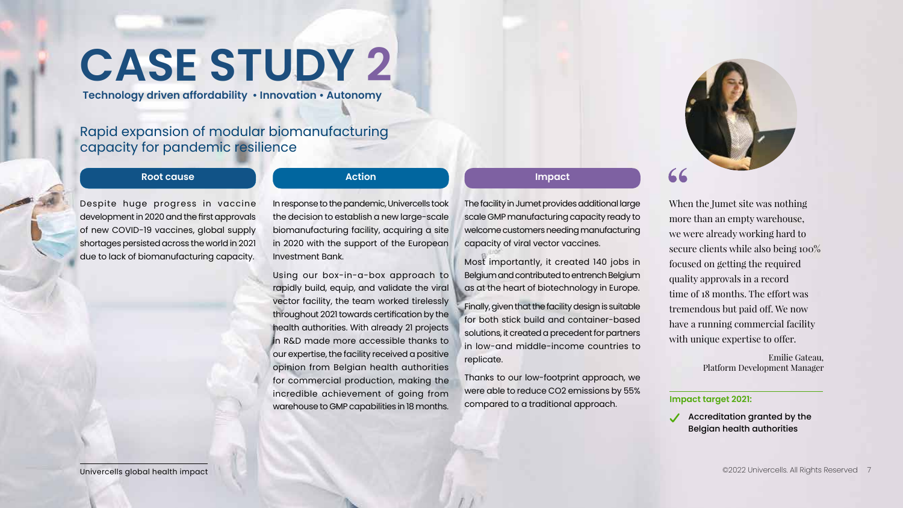# CASE STUDY 2

**Technology driven affordability • Innovation • Autonomy**

## Rapid expansion of modular biomanufacturing capacity for pandemic resilience

### Root cause

Despite huge progress in vaccine development in 2020 and the first approvals of new COVID-19 vaccines, global supply shortages persisted across the world in 2021 due to lack of biomanufacturing capacity.

### Action

In response to the pandemic, Univercells took the decision to establish a new large-scale biomanufacturing facility, acquiring a site in 2020 with the support of the European Investment Bank.

Using our box-in-a-box approach to rapidly build, equip, and validate the viral vector facility, the team worked tirelessly throughout 2021 towards certification by the health authorities. With already 21 projects in R&D made more accessible thanks to our expertise, the facility received a positive opinion from Belgian health authorities for commercial production, making the incredible achievement of going from warehouse to GMP capabilities in 18 months.

### Impact

The facility in Jumet provides additional large scale GMP manufacturing capacity ready to welcome customers needing manufacturing capacity of viral vector vaccines.

Most importantly, it created 140 jobs in Belgium and contributed to entrench Belgium as at the heart of biotechnology in Europe.

Finally, given that the facility design is suitable for both stick build and container-based solutions, it created a precedent for partners in low-and middle-income countries to replicate.

Thanks to our low-footprint approach, we were able to reduce $CO_2$ emissions by 55% compared to a traditional approach.

> “When the Jumet site was nothing more than an empty warehouse, we were already working hard to secure clients while also being 100% focused on getting the required quality approvals in a record time of 18 months. The effort was tremendous but paid off. We now have a running commercial facility with unique expertise to offer.
>
> Emilie Gateau,
> Platform Development Manager

**Impact target 2021:**

- ✓ **Accreditation granted by the Belgian health authorities**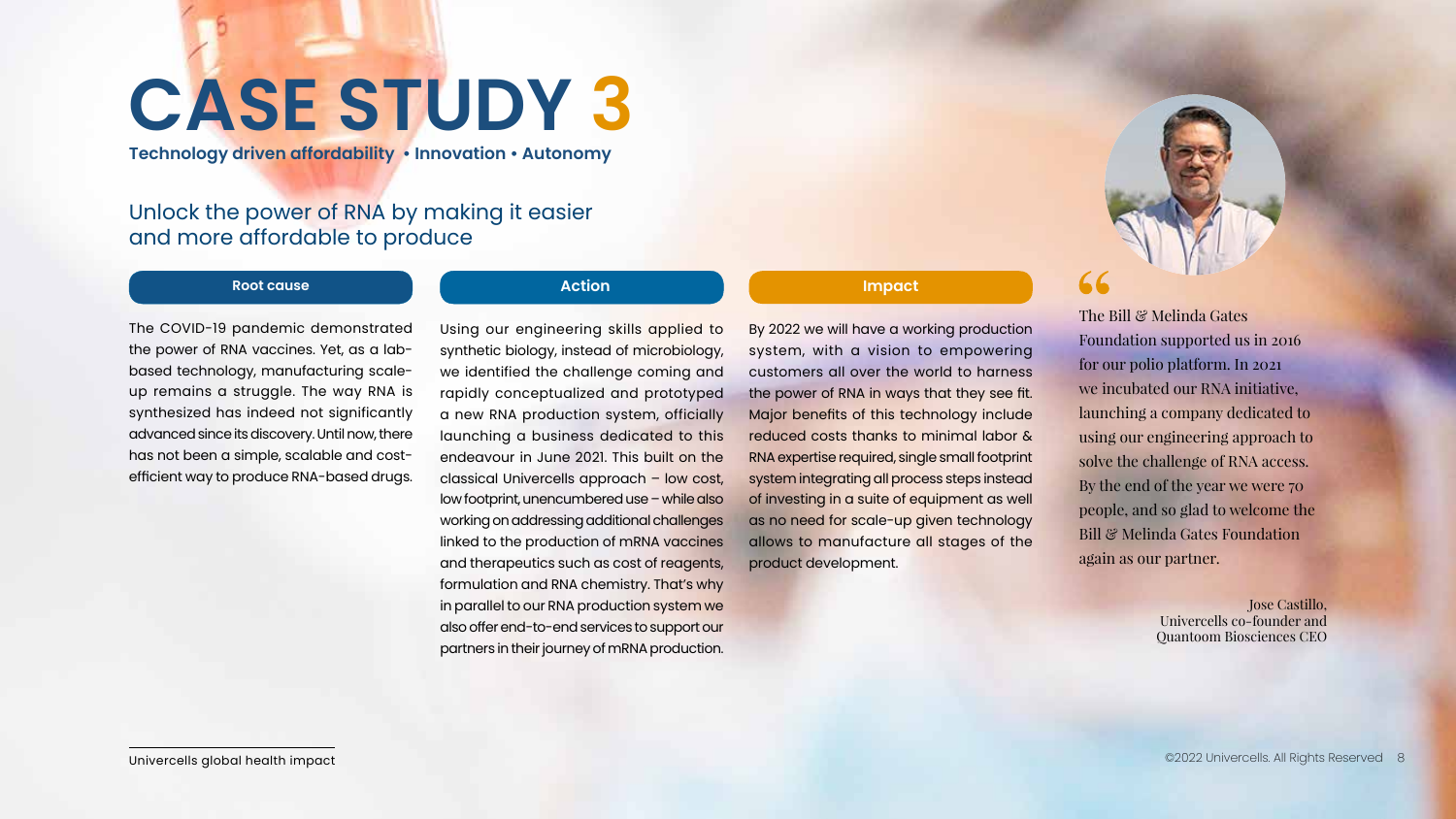# CASE STUDY 3

**Technology driven affordability • Innovation • Autonomy**

## Unlock the power of RNA by making it easier and more affordable to produce

### Root cause

The COVID-19 pandemic demonstrated the power of RNA vaccines. Yet, as a lab-based technology, manufacturing scale-up remains a struggle. The way RNA is synthesized has indeed not significantly advanced since its discovery. Until now, there has not been a simple, scalable and cost-efficient way to produce RNA-based drugs.

### Action

Using our engineering skills applied to synthetic biology, instead of microbiology, we identified the challenge coming and rapidly conceptualized and prototyped a new RNA production system, officially launching a business dedicated to this endeavour in June 2021. This built on the classical Univercells approach – low cost, low footprint, unencumbered use – while also working on addressing additional challenges linked to the production of mRNA vaccines and therapeutics such as cost of reagents, formulation and RNA chemistry. That's why in parallel to our RNA production system we also offer end-to-end services to support our partners in their journey of mRNA production.

### Impact

By 2022 we will have a working production system, with a vision to empowering customers all over the world to harness the power of RNA in ways that they see fit. Major benefits of this technology include reduced costs thanks to minimal labor & RNA expertise required, single small footprint system integrating all process steps instead of investing in a suite of equipment as well as no need for scale-up given technology allows to manufacture all stages of the product development.

> "The Bill & Melinda Gates Foundation supported us in 2016 for our polio platform. In 2021 we incubated our RNA initiative, launching a company dedicated to using our engineering approach to solve the challenge of RNA access. By the end of the year we were 70 people, and so glad to welcome the Bill & Melinda Gates Foundation again as our partner.
>
> Jose Castillo,
> Univercells co-founder and
> Quantoom Biosciences CEO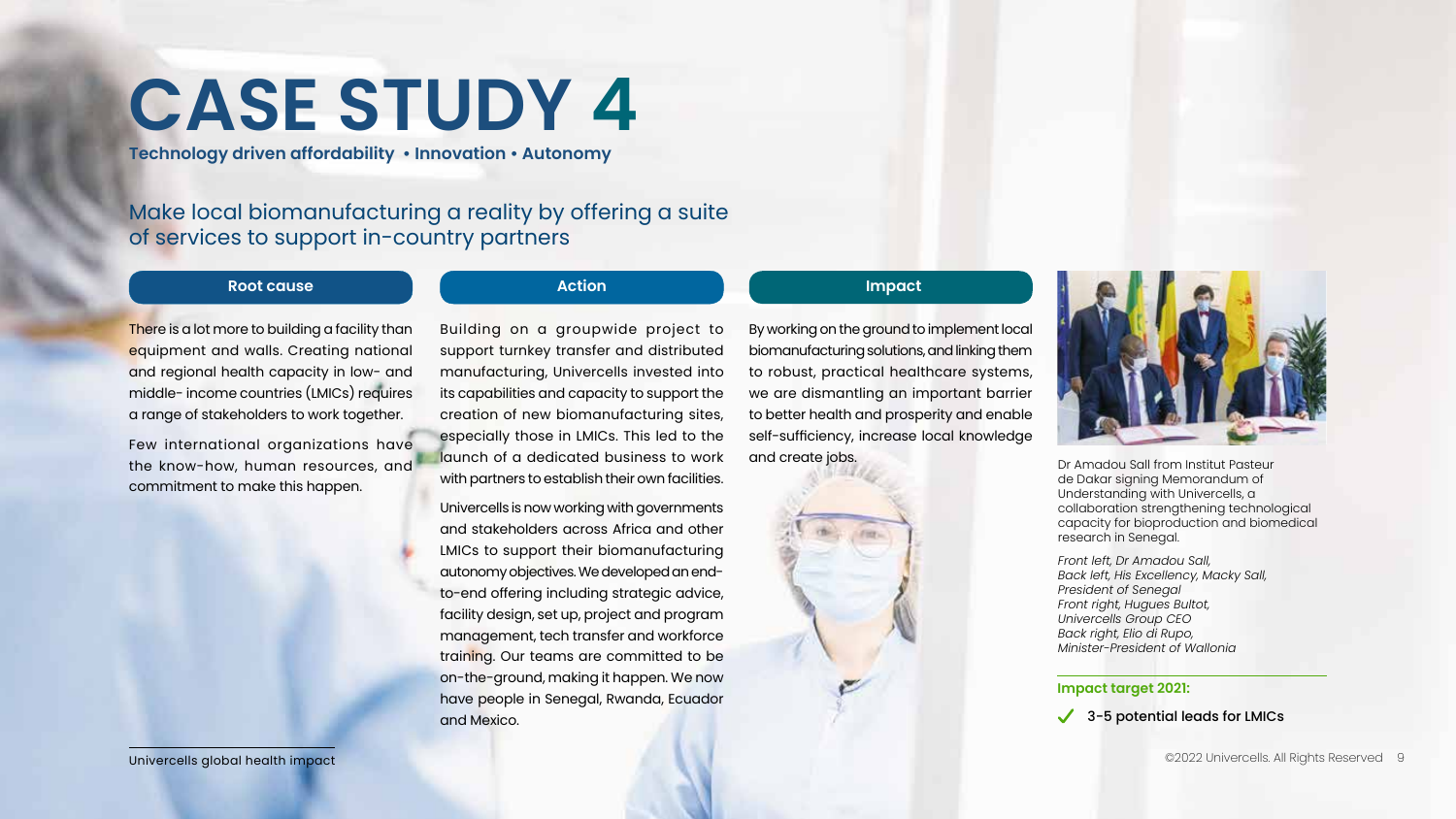# CASE STUDY 4

**Technology driven affordability • Innovation • Autonomy**

## Make local biomanufacturing a reality by offering a suite of services to support in-country partners

### Root cause

There is a lot more to building a facility than equipment and walls. Creating national and regional health capacity in low- and middle- income countries (LMICs) requires a range of stakeholders to work together.

Few international organizations have the know-how, human resources, and commitment to make this happen.

### Action

Building on a groupwide project to support turnkey transfer and distributed manufacturing, Univercells invested into its capabilities and capacity to support the creation of new biomanufacturing sites, especially those in LMICs. This led to the launch of a dedicated business to work with partners to establish their own facilities.

Univercells is now working with governments and stakeholders across Africa and other LMICs to support their biomanufacturing autonomy objectives. We developed an end-to-end offering including strategic advice, facility design, set up, project and program management, tech transfer and workforce training. Our teams are committed to be on-the-ground, making it happen. We now have people in Senegal, Rwanda, Ecuador and Mexico.

### Impact

By working on the ground to implement local biomanufacturing solutions, and linking them to robust, practical healthcare systems, we are dismantling an important barrier to better health and prosperity and enable self-sufficiency, increase local knowledge and create jobs.

Dr Amadou Sall from Institut Pasteur de Dakar signing Memorandum of Understanding with Univercells, a collaboration strengthening technological capacity for bioproduction and biomedical research in Senegal.

*Front left, Dr Amadou Sall,*
*Back left, His Excellency, Macky Sall, President of Senegal*
*Front right, Hugues Bultot, Univercells Group CEO*
*Back right, Elio di Rupo, Minister-President of Wallonia*

**Impact target 2021:**

✓ **3-5 potential leads for LMICs**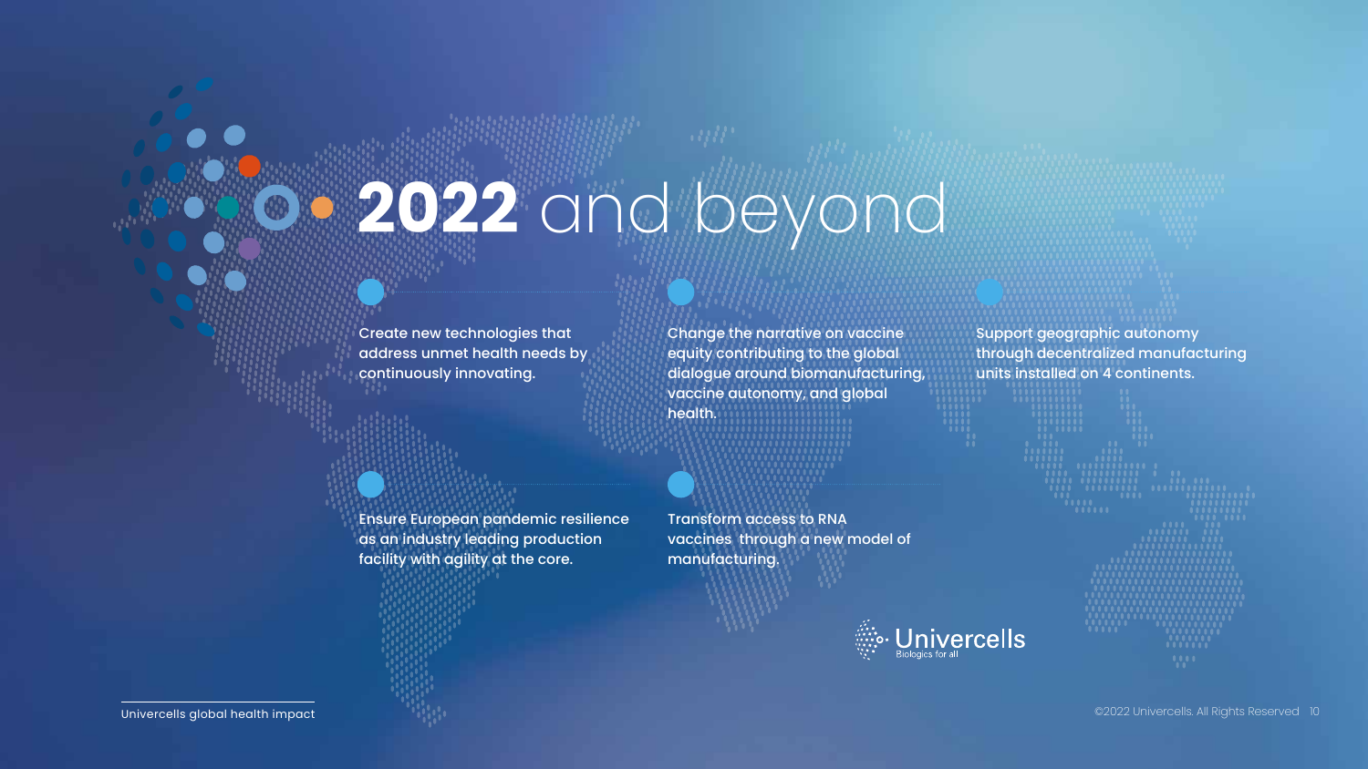# 2022 and beyond

- Create new technologies that address unmet health needs by continuously innovating.

- Change the narrative on vaccine equity contributing to the global dialogue around biomanufacturing, vaccine autonomy, and global health.

- Support geographic autonomy through decentralized manufacturing units installed on 4 continents.

- Ensure European pandemic resilience as an industry leading production facility with agility at the core.

- Transform access to RNA vaccines through a new model of manufacturing.

Univercells
Biologics for all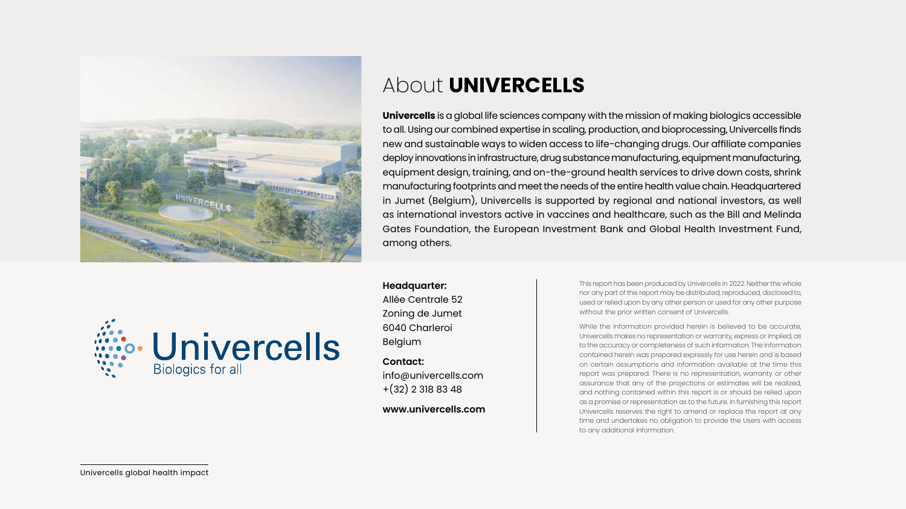# About **UNIVERCELLS**

**Univercells** is a global life sciences company with the mission of making biologics accessible to all. Using our combined expertise in scaling, production, and bioprocessing, Univercells finds new and sustainable ways to widen access to life-changing drugs. Our affiliate companies deploy innovations in infrastructure, drug substance manufacturing, equipment manufacturing, equipment design, training, and on-the-ground health services to drive down costs, shrink manufacturing footprints and meet the needs of the entire health value chain. Headquartered in Jumet (Belgium), Univercells is supported by regional and national investors, as well as international investors active in vaccines and healthcare, such as the Bill and Melinda Gates Foundation, the European Investment Bank and Global Health Investment Fund, among others.

Univercells
Biologics for all

**Headquarter:**
Allée Centrale 52
Zoning de Jumet
6040 Charleroi
Belgium

**Contact:**
info@univercells.com
+(32) 2 318 83 48

**www.univercells.com**

This report has been produced by Univercells in 2022. Neither the whole nor any part of this report may be distributed, reproduced, disclosed to, used or relied upon by any other person or used for any other purpose without the prior written consent of Univercells.

While the information provided herein is believed to be accurate, Univercells makes no representation or warranty, express or implied, as to the accuracy or completeness of such information. The information contained herein was prepared expressly for use herein and is based on certain assumptions and information available at the time this report was prepared. There is no representation, warranty or other assurance that any of the projections or estimates will be realized, and nothing contained within this report is or should be relied upon as a promise or representation as to the future. In furnishing this report Univercells reserves the right to amend or replace the report at any time and undertakes no obligation to provide the Users with access to any additional information.